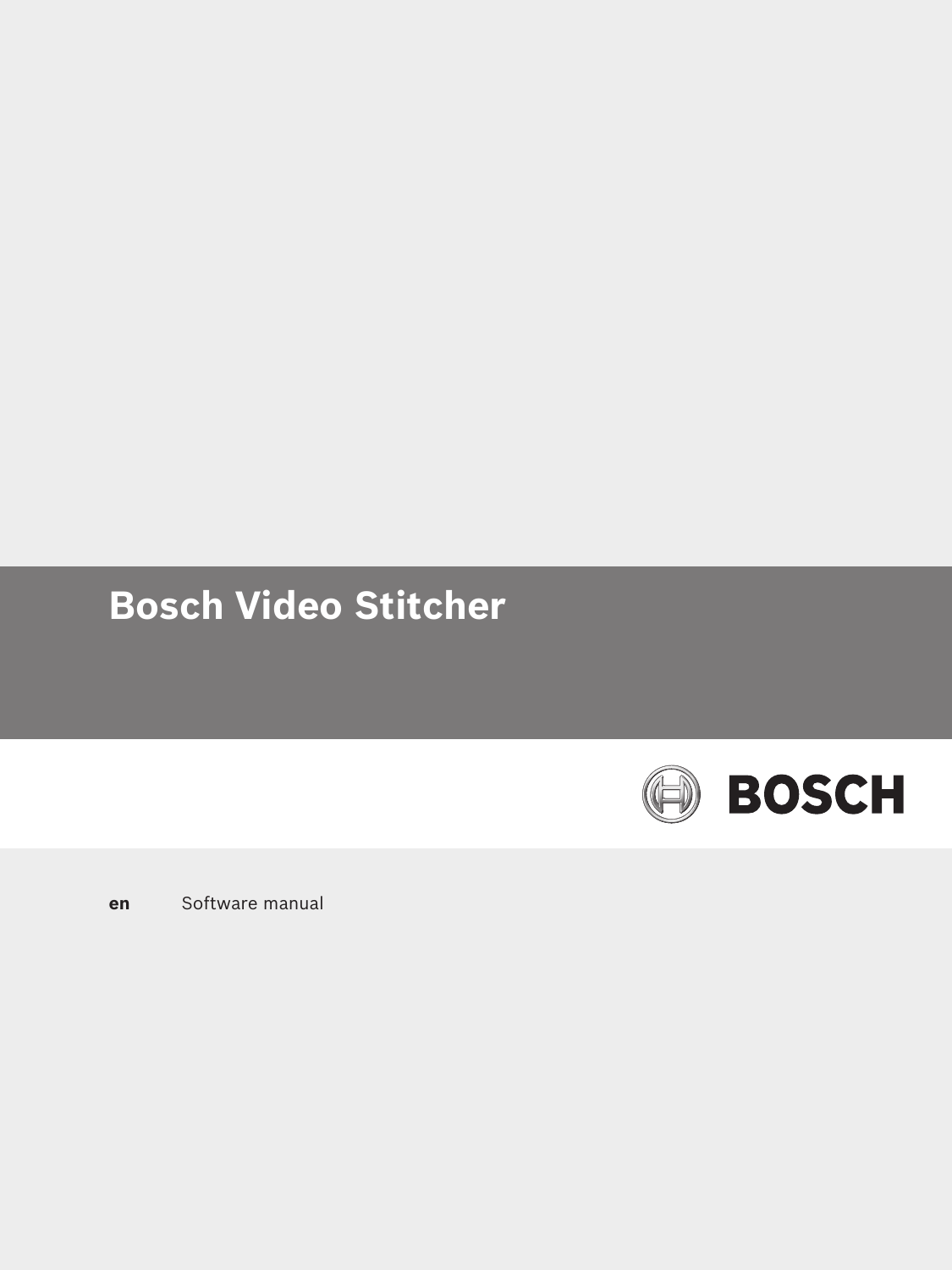# Bosch Video Stitcher

BOSCH

**en** Software manual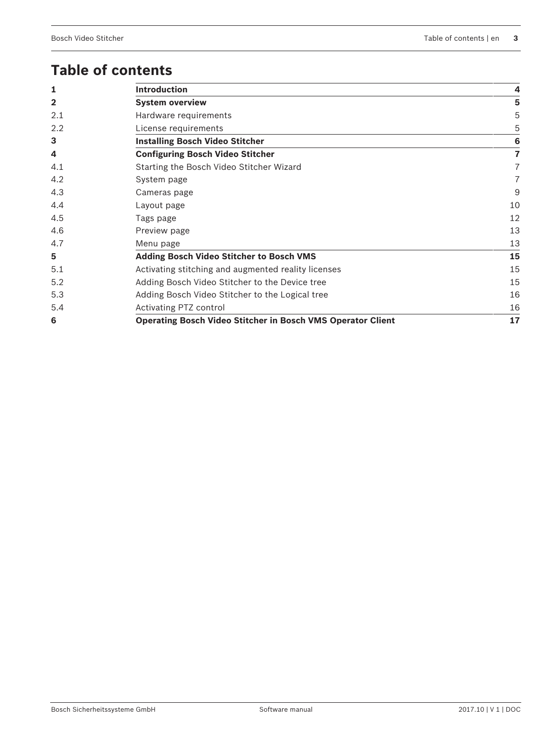# Table of contents

| | | |
|---|---|---|
| **1** | **Introduction** | **4** |
| **2** | **System overview** | **5** |
| 2.1 | Hardware requirements | 5 |
| 2.2 | License requirements | 5 |
| **3** | **Installing Bosch Video Stitcher** | **6** |
| **4** | **Configuring Bosch Video Stitcher** | **7** |
| 4.1 | Starting the Bosch Video Stitcher Wizard | 7 |
| 4.2 | System page | 7 |
| 4.3 | Cameras page | 9 |
| 4.4 | Layout page | 10 |
| 4.5 | Tags page | 12 |
| 4.6 | Preview page | 13 |
| 4.7 | Menu page | 13 |
| **5** | **Adding Bosch Video Stitcher to Bosch VMS** | **15** |
| 5.1 | Activating stitching and augmented reality licenses | 15 |
| 5.2 | Adding Bosch Video Stitcher to the Device tree | 15 |
| 5.3 | Adding Bosch Video Stitcher to the Logical tree | 16 |
| 5.4 | Activating PTZ control | 16 |
| **6** | **Operating Bosch Video Stitcher in Bosch VMS Operator Client** | **17** |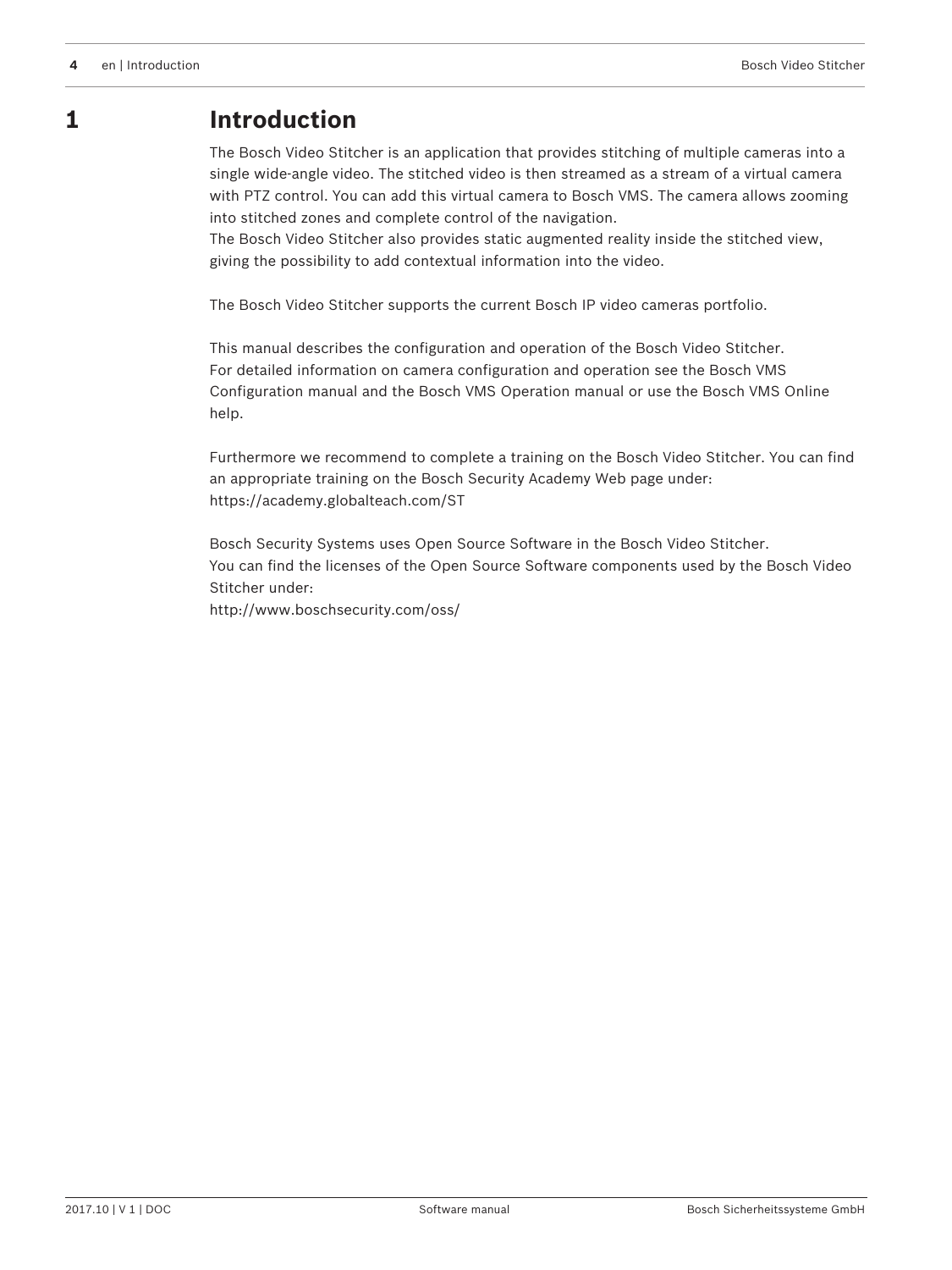# 1 Introduction

The Bosch Video Stitcher is an application that provides stitching of multiple cameras into a single wide-angle video. The stitched video is then streamed as a stream of a virtual camera with PTZ control. You can add this virtual camera to Bosch VMS. The camera allows zooming into stitched zones and complete control of the navigation.
The Bosch Video Stitcher also provides static augmented reality inside the stitched view, giving the possibility to add contextual information into the video.

The Bosch Video Stitcher supports the current Bosch IP video cameras portfolio.

This manual describes the configuration and operation of the Bosch Video Stitcher.
For detailed information on camera configuration and operation see the Bosch VMS Configuration manual and the Bosch VMS Operation manual or use the Bosch VMS Online help.

Furthermore we recommend to complete a training on the Bosch Video Stitcher. You can find an appropriate training on the Bosch Security Academy Web page under:
https://academy.globalteach.com/ST

Bosch Security Systems uses Open Source Software in the Bosch Video Stitcher.
You can find the licenses of the Open Source Software components used by the Bosch Video Stitcher under:
http://www.boschsecurity.com/oss/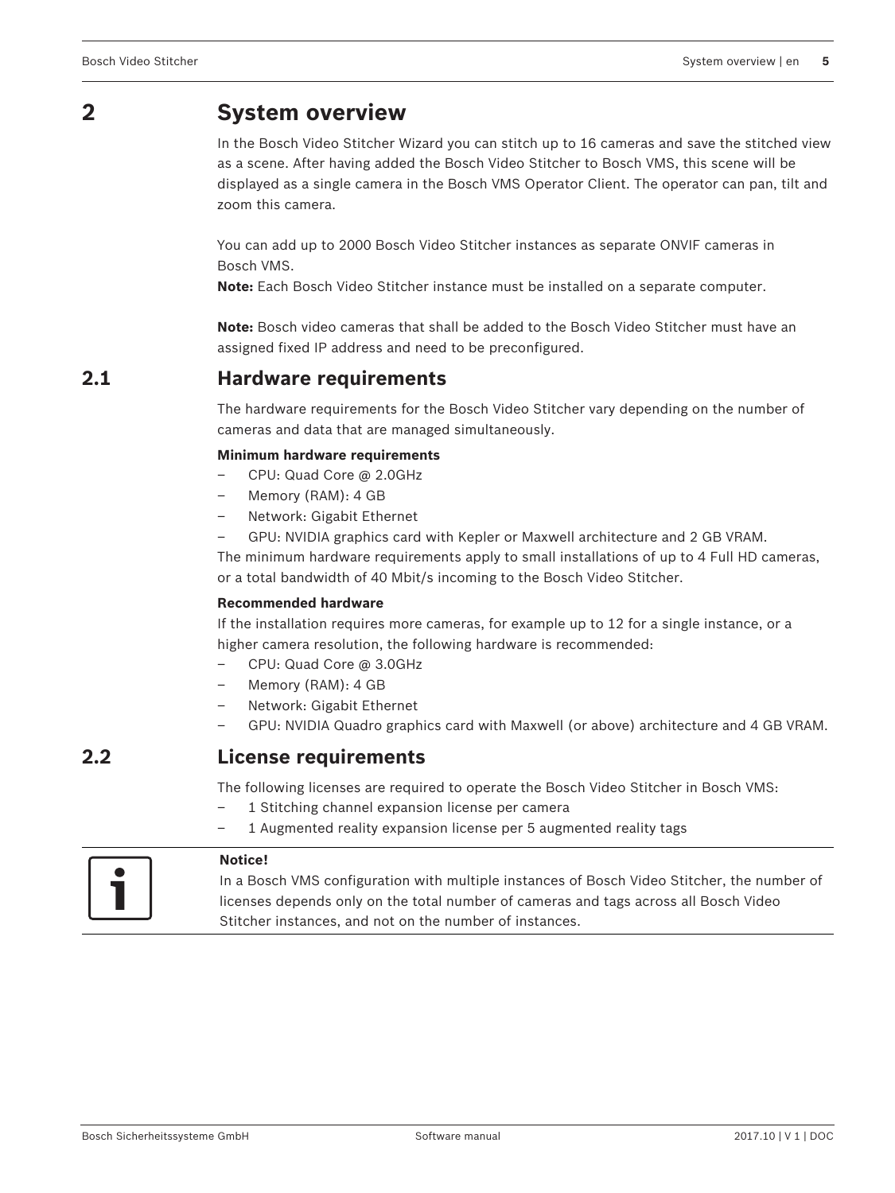# 2 System overview

In the Bosch Video Stitcher Wizard you can stitch up to 16 cameras and save the stitched view as a scene. After having added the Bosch Video Stitcher to Bosch VMS, this scene will be displayed as a single camera in the Bosch VMS Operator Client. The operator can pan, tilt and zoom this camera.

You can add up to 2000 Bosch Video Stitcher instances as separate ONVIF cameras in Bosch VMS.
**Note:** Each Bosch Video Stitcher instance must be installed on a separate computer.

**Note:** Bosch video cameras that shall be added to the Bosch Video Stitcher must have an assigned fixed IP address and need to be preconfigured.

## 2.1 Hardware requirements

The hardware requirements for the Bosch Video Stitcher vary depending on the number of cameras and data that are managed simultaneously.

**Minimum hardware requirements**

- CPU: Quad Core @ 2.0GHz
- Memory (RAM): 4 GB
- Network: Gigabit Ethernet
- GPU: NVIDIA graphics card with Kepler or Maxwell architecture and 2 GB VRAM.

The minimum hardware requirements apply to small installations of up to 4 Full HD cameras, or a total bandwidth of 40 Mbit/s incoming to the Bosch Video Stitcher.

**Recommended hardware**

If the installation requires more cameras, for example up to 12 for a single instance, or a higher camera resolution, the following hardware is recommended:

- CPU: Quad Core @ 3.0GHz
- Memory (RAM): 4 GB
- Network: Gigabit Ethernet
- GPU: NVIDIA Quadro graphics card with Maxwell (or above) architecture and 4 GB VRAM.

## 2.2 License requirements

The following licenses are required to operate the Bosch Video Stitcher in Bosch VMS:

- 1 Stitching channel expansion license per camera
- 1 Augmented reality expansion license per 5 augmented reality tags

**Notice!**
In a Bosch VMS configuration with multiple instances of Bosch Video Stitcher, the number of licenses depends only on the total number of cameras and tags across all Bosch Video Stitcher instances, and not on the number of instances.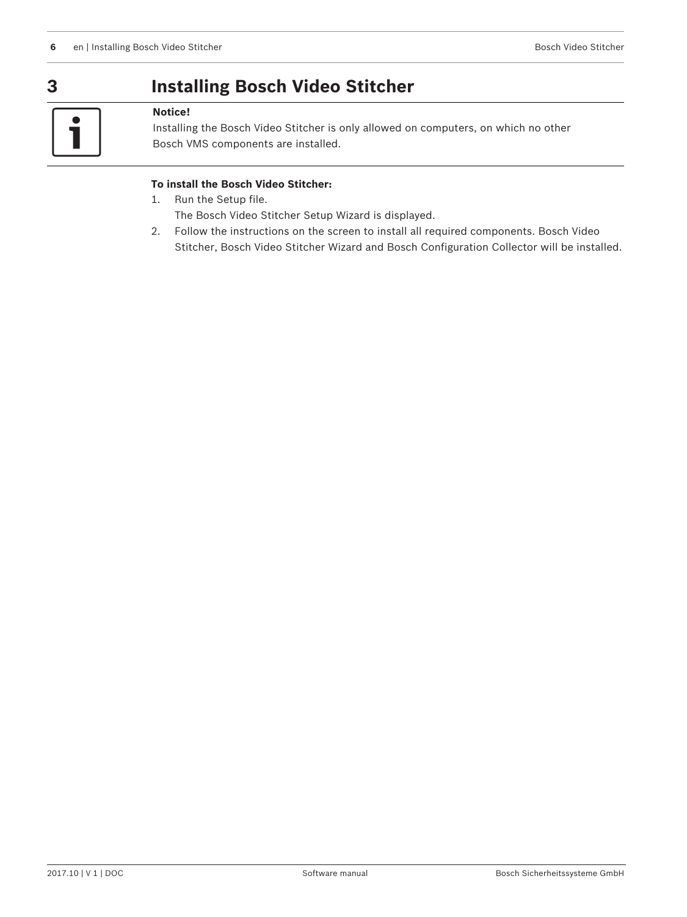# 3 Installing Bosch Video Stitcher

**Notice!**
Installing the Bosch Video Stitcher is only allowed on computers, on which no other Bosch VMS components are installed.

**To install the Bosch Video Stitcher:**

1. Run the Setup file.
   The Bosch Video Stitcher Setup Wizard is displayed.
2. Follow the instructions on the screen to install all required components. Bosch Video Stitcher, Bosch Video Stitcher Wizard and Bosch Configuration Collector will be installed.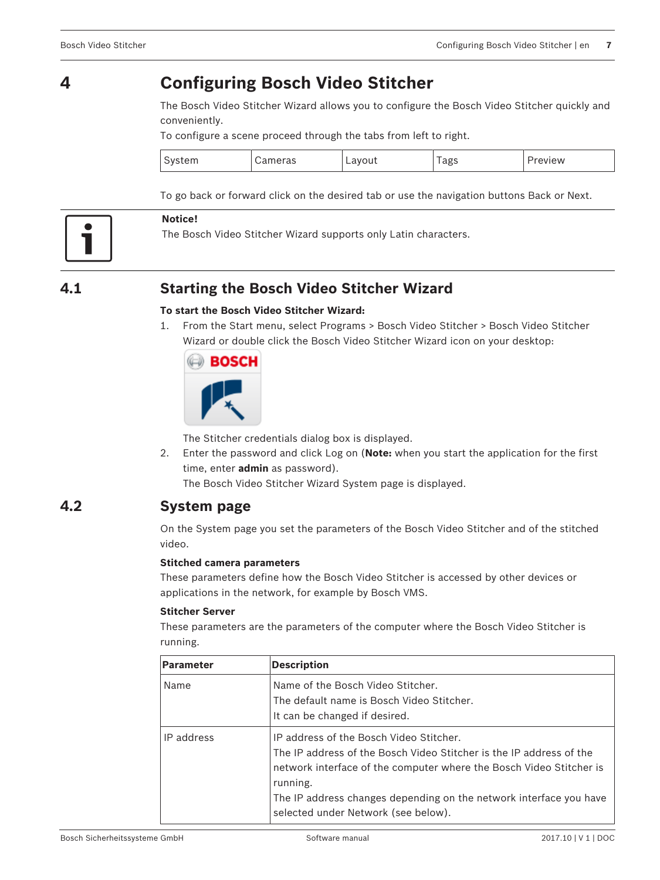# 4 Configuring Bosch Video Stitcher

The Bosch Video Stitcher Wizard allows you to configure the Bosch Video Stitcher quickly and conveniently.
To configure a scene proceed through the tabs from left to right.

| System | Cameras | Layout | Tags | Preview |
|---|---|---|---|---|

To go back or forward click on the desired tab or use the navigation buttons Back or Next.

**Notice!**
The Bosch Video Stitcher Wizard supports only Latin characters.

## 4.1 Starting the Bosch Video Stitcher Wizard

**To start the Bosch Video Stitcher Wizard:**

1. From the Start menu, select Programs > Bosch Video Stitcher > Bosch Video Stitcher Wizard or double click the Bosch Video Stitcher Wizard icon on your desktop:

   The Stitcher credentials dialog box is displayed.
2. Enter the password and click Log on (**Note:** when you start the application for the first time, enter **admin** as password).
   The Bosch Video Stitcher Wizard System page is displayed.

## 4.2 System page

On the System page you set the parameters of the Bosch Video Stitcher and of the stitched video.

**Stitched camera parameters**
These parameters define how the Bosch Video Stitcher is accessed by other devices or applications in the network, for example by Bosch VMS.

**Stitcher Server**
These parameters are the parameters of the computer where the Bosch Video Stitcher is running.

| Parameter | Description |
|---|---|
| Name | Name of the Bosch Video Stitcher.<br>The default name is Bosch Video Stitcher.<br>It can be changed if desired. |
| IP address | IP address of the Bosch Video Stitcher.<br>The IP address of the Bosch Video Stitcher is the IP address of the network interface of the computer where the Bosch Video Stitcher is running.<br>The IP address changes depending on the network interface you have selected under Network (see below). |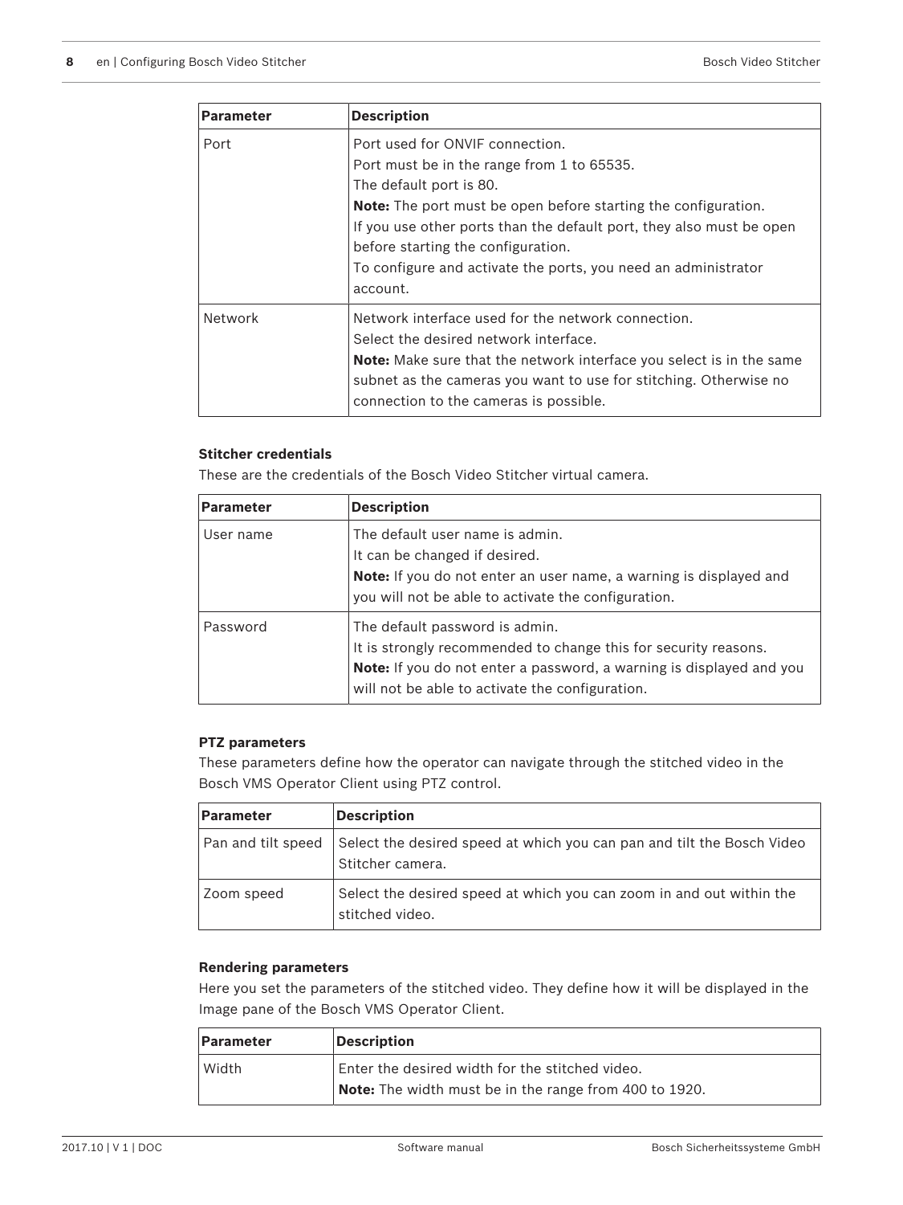| Parameter | Description |
| --- | --- |
| Port | Port used for ONVIF connection.<br>Port must be in the range from 1 to 65535.<br>The default port is 80.<br>**Note:** The port must be open before starting the configuration.<br>If you use other ports than the default port, they also must be open before starting the configuration.<br>To configure and activate the ports, you need an administrator account. |
| Network | Network interface used for the network connection.<br>Select the desired network interface.<br>**Note:** Make sure that the network interface you select is in the same subnet as the cameras you want to use for stitching. Otherwise no connection to the cameras is possible. |

**Stitcher credentials**

These are the credentials of the Bosch Video Stitcher virtual camera.

| Parameter | Description |
| --- | --- |
| User name | The default user name is admin.<br>It can be changed if desired.<br>**Note:** If you do not enter an user name, a warning is displayed and you will not be able to activate the configuration. |
| Password | The default password is admin.<br>It is strongly recommended to change this for security reasons.<br>**Note:** If you do not enter a password, a warning is displayed and you will not be able to activate the configuration. |

**PTZ parameters**

These parameters define how the operator can navigate through the stitched video in the Bosch VMS Operator Client using PTZ control.

| Parameter | Description |
| --- | --- |
| Pan and tilt speed | Select the desired speed at which you can pan and tilt the Bosch Video Stitcher camera. |
| Zoom speed | Select the desired speed at which you can zoom in and out within the stitched video. |

**Rendering parameters**

Here you set the parameters of the stitched video. They define how it will be displayed in the Image pane of the Bosch VMS Operator Client.

| Parameter | Description |
| --- | --- |
| Width | Enter the desired width for the stitched video.<br>**Note:** The width must be in the range from 400 to 1920. |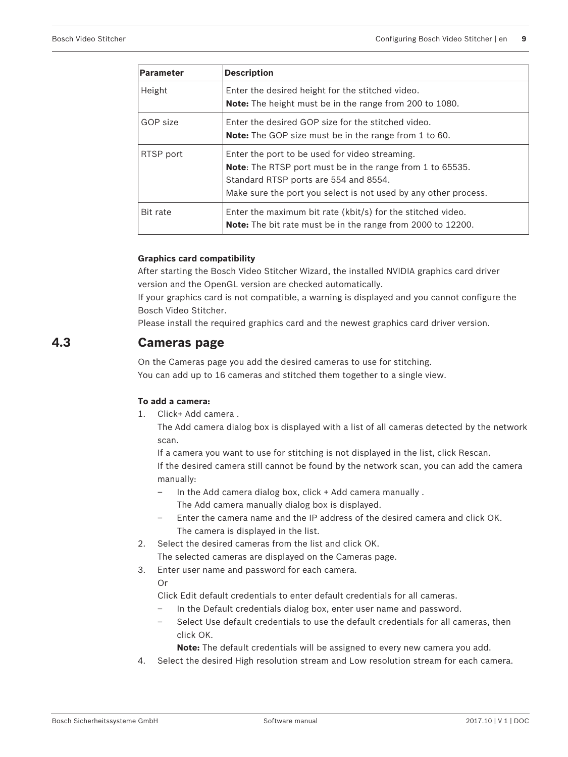| Parameter | Description |
|---|---|
| Height | Enter the desired height for the stitched video.<br>**Note:** The height must be in the range from 200 to 1080. |
| GOP size | Enter the desired GOP size for the stitched video.<br>**Note:** The GOP size must be in the range from 1 to 60. |
| RTSP port | Enter the port to be used for video streaming.<br>**Note**: The RTSP port must be in the range from 1 to 65535.<br>Standard RTSP ports are 554 and 8554.<br>Make sure the port you select is not used by any other process. |
| Bit rate | Enter the maximum bit rate (kbit/s) for the stitched video.<br>**Note:** The bit rate must be in the range from 2000 to 12200. |

**Graphics card compatibility**

After starting the Bosch Video Stitcher Wizard, the installed NVIDIA graphics card driver version and the OpenGL version are checked automatically.
If your graphics card is not compatible, a warning is displayed and you cannot configure the Bosch Video Stitcher.
Please install the required graphics card and the newest graphics card driver version.

## 4.3 Cameras page

On the Cameras page you add the desired cameras to use for stitching.
You can add up to 16 cameras and stitched them together to a single view.

**To add a camera:**

1. Click+ Add camera .
   The Add camera dialog box is displayed with a list of all cameras detected by the network scan.
   If a camera you want to use for stitching is not displayed in the list, click Rescan.
   If the desired camera still cannot be found by the network scan, you can add the camera manually:
   - In the Add camera dialog box, click + Add camera manually .
     The Add camera manually dialog box is displayed.
   - Enter the camera name and the IP address of the desired camera and click OK.
     The camera is displayed in the list.
2. Select the desired cameras from the list and click OK.
   The selected cameras are displayed on the Cameras page.
3. Enter user name and password for each camera.
   Or
   Click Edit default credentials to enter default credentials for all cameras.
   - In the Default credentials dialog box, enter user name and password.
   - Select Use default credentials to use the default credentials for all cameras, then click OK.
     **Note:** The default credentials will be assigned to every new camera you add.
4. Select the desired High resolution stream and Low resolution stream for each camera.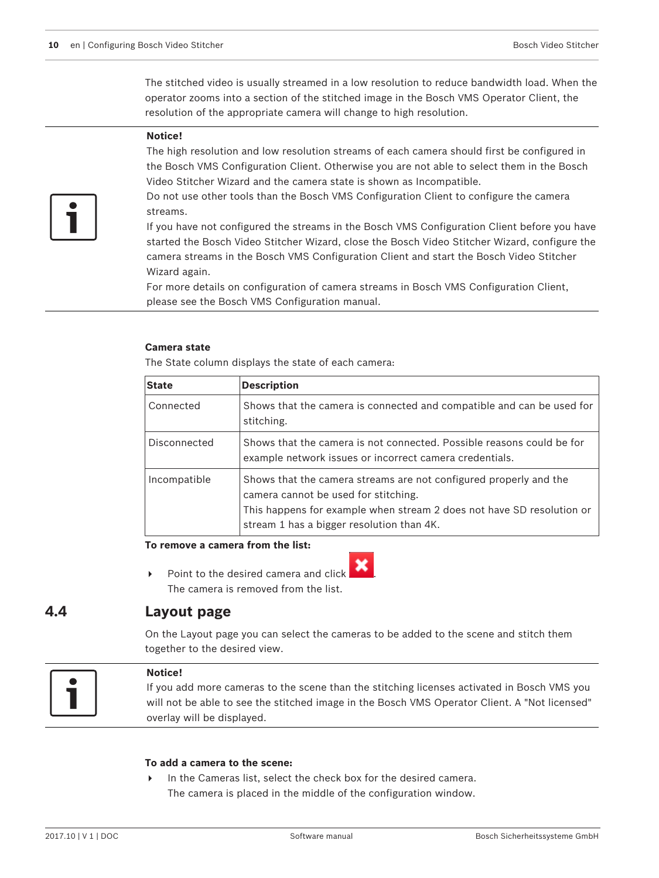The stitched video is usually streamed in a low resolution to reduce bandwidth load. When the operator zooms into a section of the stitched image in the Bosch VMS Operator Client, the resolution of the appropriate camera will change to high resolution.

**Notice!**
The high resolution and low resolution streams of each camera should first be configured in the Bosch VMS Configuration Client. Otherwise you are not able to select them in the Bosch Video Stitcher Wizard and the camera state is shown as Incompatible.
Do not use other tools than the Bosch VMS Configuration Client to configure the camera streams.
If you have not configured the streams in the Bosch VMS Configuration Client before you have started the Bosch Video Stitcher Wizard, close the Bosch Video Stitcher Wizard, configure the camera streams in the Bosch VMS Configuration Client and start the Bosch Video Stitcher Wizard again.
For more details on configuration of camera streams in Bosch VMS Configuration Client, please see the Bosch VMS Configuration manual.

**Camera state**

The State column displays the state of each camera:

| State | Description |
| --- | --- |
| Connected | Shows that the camera is connected and compatible and can be used for stitching. |
| Disconnected | Shows that the camera is not connected. Possible reasons could be for example network issues or incorrect camera credentials. |
| Incompatible | Shows that the camera streams are not configured properly and the camera cannot be used for stitching.<br>This happens for example when stream 2 does not have SD resolution or stream 1 has a bigger resolution than 4K. |

**To remove a camera from the list:**

- Point to the desired camera and click ✖.
  The camera is removed from the list.

## 4.4 Layout page

On the Layout page you can select the cameras to be added to the scene and stitch them together to the desired view.

**Notice!**
If you add more cameras to the scene than the stitching licenses activated in Bosch VMS you will not be able to see the stitched image in the Bosch VMS Operator Client. A "Not licensed" overlay will be displayed.

**To add a camera to the scene:**

- In the Cameras list, select the check box for the desired camera.
  The camera is placed in the middle of the configuration window.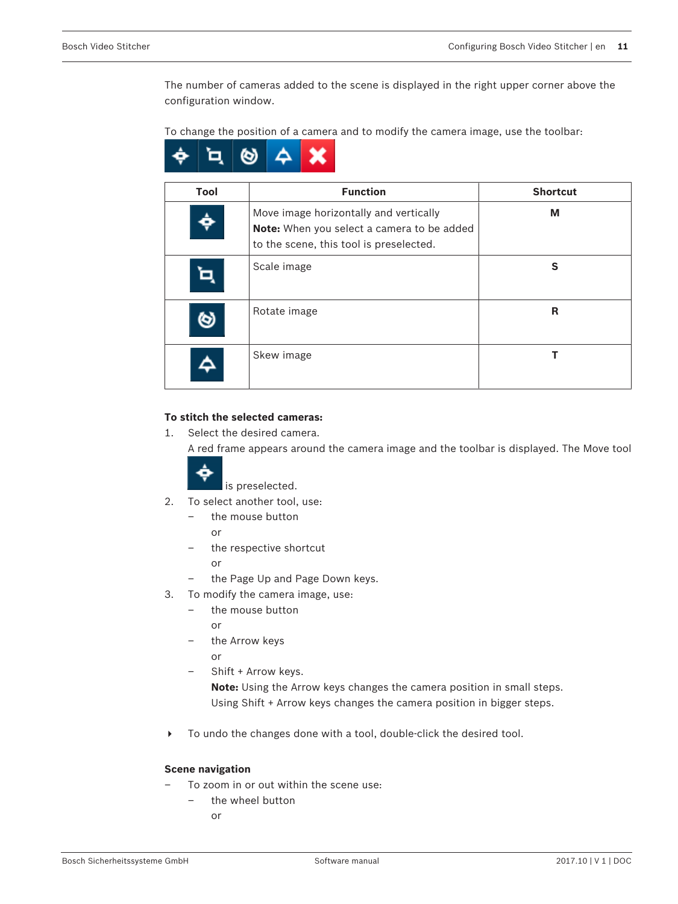The number of cameras added to the scene is displayed in the right upper corner above the configuration window.

To change the position of a camera and to modify the camera image, use the toolbar:

| Tool | Function | Shortcut |
|---|---|---|
| | Move image horizontally and vertically<br>**Note:** When you select a camera to be added to the scene, this tool is preselected. | **M** |
| | Scale image | **S** |
| | Rotate image | **R** |
| | Skew image | **T** |

**To stitch the selected cameras:**

1. Select the desired camera.
   A red frame appears around the camera image and the toolbar is displayed. The Move tool is preselected.
2. To select another tool, use:
   – the mouse button
   or
   – the respective shortcut
   or
   – the Page Up and Page Down keys.
3. To modify the camera image, use:
   – the mouse button
   or
   – the Arrow keys
   or
   – Shift + Arrow keys.
   **Note:** Using the Arrow keys changes the camera position in small steps. Using Shift + Arrow keys changes the camera position in bigger steps.

▸ To undo the changes done with a tool, double-click the desired tool.

**Scene navigation**

– To zoom in or out within the scene use:
  – the wheel button
  or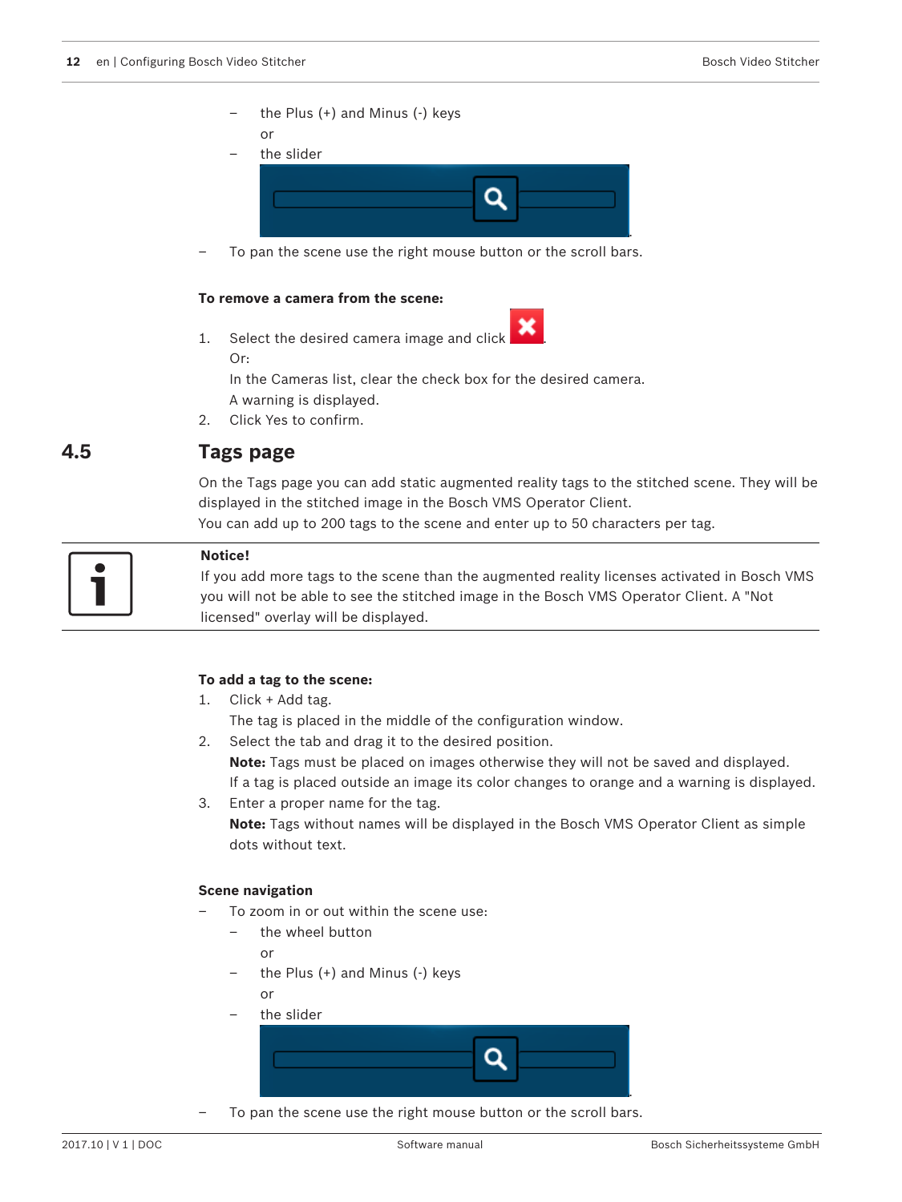- the Plus (+) and Minus (-) keys
    or
  - the slider

- To pan the scene use the right mouse button or the scroll bars.

**To remove a camera from the scene:**

1. Select the desired camera image and click .
   Or:
   In the Cameras list, clear the check box for the desired camera.
   A warning is displayed.
2. Click Yes to confirm.

## 4.5 Tags page

On the Tags page you can add static augmented reality tags to the stitched scene. They will be displayed in the stitched image in the Bosch VMS Operator Client.
You can add up to 200 tags to the scene and enter up to 50 characters per tag.

**Notice!**
If you add more tags to the scene than the augmented reality licenses activated in Bosch VMS you will not be able to see the stitched image in the Bosch VMS Operator Client. A "Not licensed" overlay will be displayed.

**To add a tag to the scene:**

1. Click + Add tag.
   The tag is placed in the middle of the configuration window.
2. Select the tab and drag it to the desired position.
   **Note:** Tags must be placed on images otherwise they will not be saved and displayed.
   If a tag is placed outside an image its color changes to orange and a warning is displayed.
3. Enter a proper name for the tag.
   **Note:** Tags without names will be displayed in the Bosch VMS Operator Client as simple dots without text.

**Scene navigation**

- To zoom in or out within the scene use:
  - the wheel button
    or
  - the Plus (+) and Minus (-) keys
    or
  - the slider

- To pan the scene use the right mouse button or the scroll bars.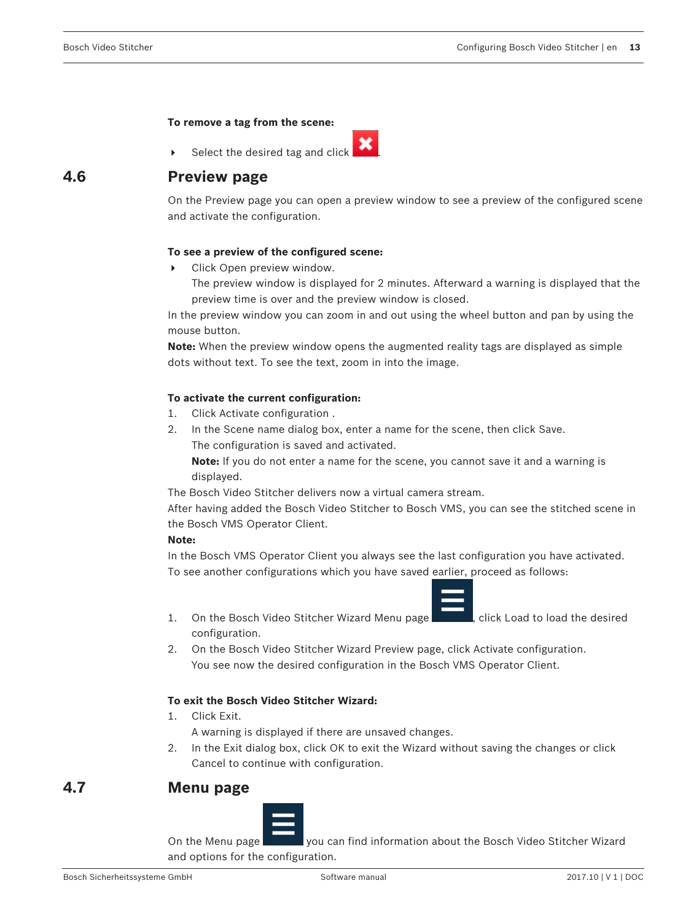**To remove a tag from the scene:**

- Select the desired tag and click .

## 4.6 Preview page

On the Preview page you can open a preview window to see a preview of the configured scene and activate the configuration.

**To see a preview of the configured scene:**

- Click Open preview window.
  The preview window is displayed for 2 minutes. Afterward a warning is displayed that the preview time is over and the preview window is closed.

In the preview window you can zoom in and out using the wheel button and pan by using the mouse button.

**Note:** When the preview window opens the augmented reality tags are displayed as simple dots without text. To see the text, zoom in into the image.

**To activate the current configuration:**

1. Click Activate configuration .
2. In the Scene name dialog box, enter a name for the scene, then click Save.
   The configuration is saved and activated.
   **Note:** If you do not enter a name for the scene, you cannot save it and a warning is displayed.

The Bosch Video Stitcher delivers now a virtual camera stream.
After having added the Bosch Video Stitcher to Bosch VMS, you can see the stitched scene in the Bosch VMS Operator Client.

**Note:**

In the Bosch VMS Operator Client you always see the last configuration you have activated.
To see another configurations which you have saved earlier, proceed as follows:

1. On the Bosch Video Stitcher Wizard Menu page , click Load to load the desired configuration.
2. On the Bosch Video Stitcher Wizard Preview page, click Activate configuration.
   You see now the desired configuration in the Bosch VMS Operator Client.

**To exit the Bosch Video Stitcher Wizard:**

1. Click Exit.
   A warning is displayed if there are unsaved changes.
2. In the Exit dialog box, click OK to exit the Wizard without saving the changes or click Cancel to continue with configuration.

## 4.7 Menu page

On the Menu page  you can find information about the Bosch Video Stitcher Wizard and options for the configuration.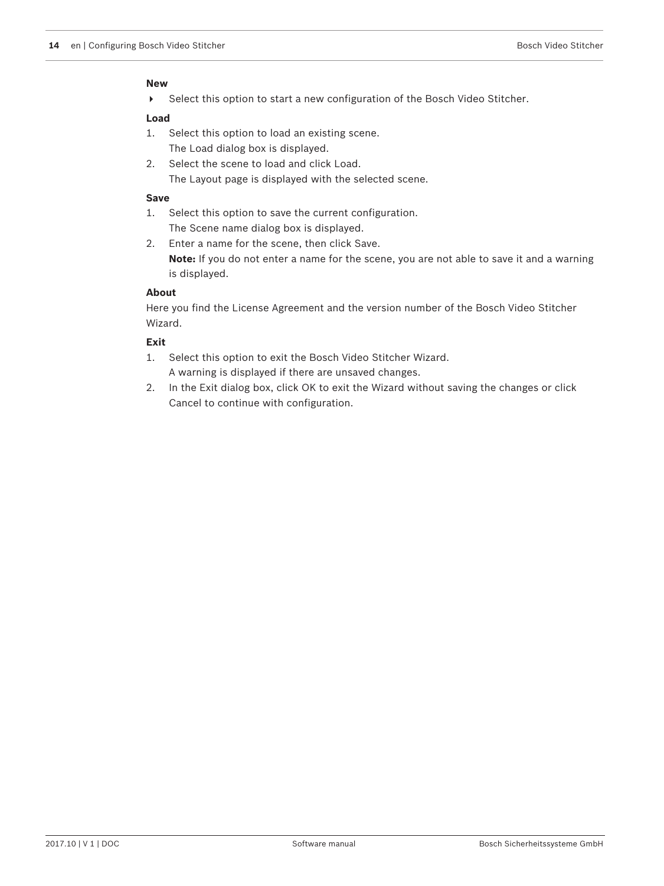**New**

- Select this option to start a new configuration of the Bosch Video Stitcher.

**Load**

1. Select this option to load an existing scene.
   The Load dialog box is displayed.
2. Select the scene to load and click Load.
   The Layout page is displayed with the selected scene.

**Save**

1. Select this option to save the current configuration.
   The Scene name dialog box is displayed.
2. Enter a name for the scene, then click Save.
   **Note:** If you do not enter a name for the scene, you are not able to save it and a warning is displayed.

**About**

Here you find the License Agreement and the version number of the Bosch Video Stitcher Wizard.

**Exit**

1. Select this option to exit the Bosch Video Stitcher Wizard.
   A warning is displayed if there are unsaved changes.
2. In the Exit dialog box, click OK to exit the Wizard without saving the changes or click Cancel to continue with configuration.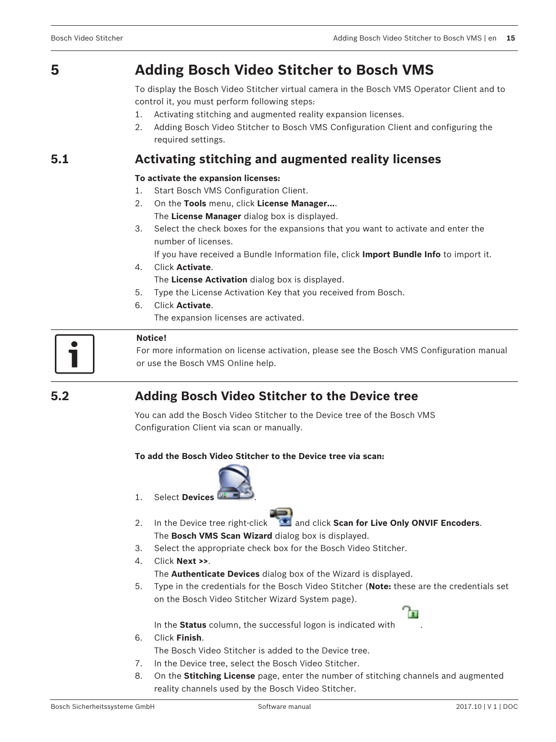# 5 Adding Bosch Video Stitcher to Bosch VMS

To display the Bosch Video Stitcher virtual camera in the Bosch VMS Operator Client and to control it, you must perform following steps:

1. Activating stitching and augmented reality expansion licenses.
2. Adding Bosch Video Stitcher to Bosch VMS Configuration Client and configuring the required settings.

## 5.1 Activating stitching and augmented reality licenses

**To activate the expansion licenses:**

1. Start Bosch VMS Configuration Client.
2. On the **Tools** menu, click **License Manager...**.
   The **License Manager** dialog box is displayed.
3. Select the check boxes for the expansions that you want to activate and enter the number of licenses.
   If you have received a Bundle Information file, click **Import Bundle Info** to import it.
4. Click **Activate**.
   The **License Activation** dialog box is displayed.
5. Type the License Activation Key that you received from Bosch.
6. Click **Activate**.
   The expansion licenses are activated.

**Notice!**
For more information on license activation, please see the Bosch VMS Configuration manual or use the Bosch VMS Online help.

## 5.2 Adding Bosch Video Stitcher to the Device tree

You can add the Bosch Video Stitcher to the Device tree of the Bosch VMS Configuration Client via scan or manually.

**To add the Bosch Video Stitcher to the Device tree via scan:**

1. Select **Devices** .
2. In the Device tree right-click and click **Scan for Live Only ONVIF Encoders**.
   The **Bosch VMS Scan Wizard** dialog box is displayed.
3. Select the appropriate check box for the Bosch Video Stitcher.
4. Click **Next >>**.
   The **Authenticate Devices** dialog box of the Wizard is displayed.
5. Type in the credentials for the Bosch Video Stitcher (**Note:** these are the credentials set on the Bosch Video Stitcher Wizard System page).
   In the **Status** column, the successful logon is indicated with .
6. Click **Finish**.
   The Bosch Video Stitcher is added to the Device tree.
7. In the Device tree, select the Bosch Video Stitcher.
8. On the **Stitching License** page, enter the number of stitching channels and augmented reality channels used by the Bosch Video Stitcher.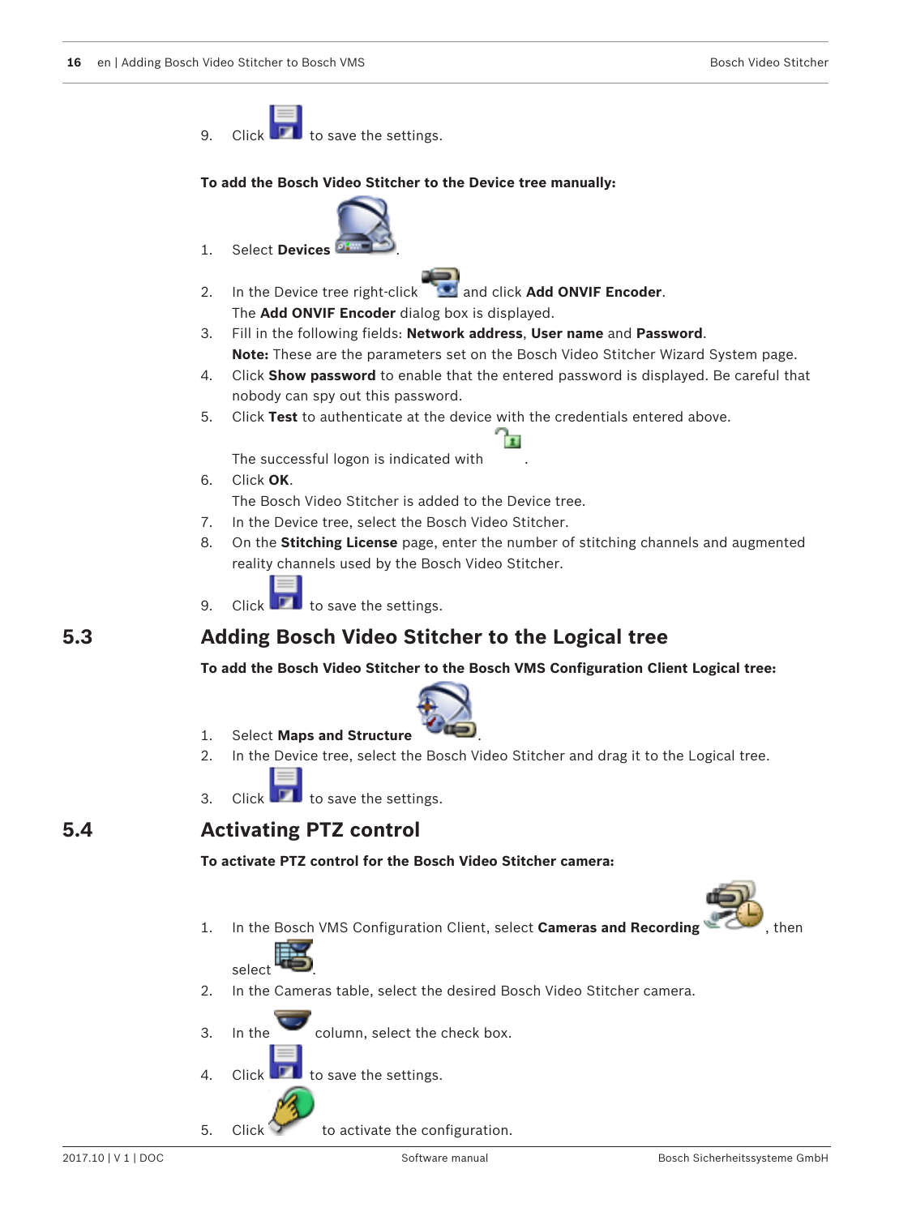9. Click  to save the settings.

**To add the Bosch Video Stitcher to the Device tree manually:**

1. Select **Devices** .
2. In the Device tree right-click  and click **Add ONVIF Encoder**.
   The **Add ONVIF Encoder** dialog box is displayed.
3. Fill in the following fields: **Network address**, **User name** and **Password**.
   **Note:** These are the parameters set on the Bosch Video Stitcher Wizard System page.
4. Click **Show password** to enable that the entered password is displayed. Be careful that nobody can spy out this password.
5. Click **Test** to authenticate at the device with the credentials entered above.
   The successful logon is indicated with .
6. Click **OK**.
   The Bosch Video Stitcher is added to the Device tree.
7. In the Device tree, select the Bosch Video Stitcher.
8. On the **Stitching License** page, enter the number of stitching channels and augmented reality channels used by the Bosch Video Stitcher.
9. Click  to save the settings.

## 5.3 Adding Bosch Video Stitcher to the Logical tree

**To add the Bosch Video Stitcher to the Bosch VMS Configuration Client Logical tree:**

1. Select **Maps and Structure** .
2. In the Device tree, select the Bosch Video Stitcher and drag it to the Logical tree.
3. Click  to save the settings.

## 5.4 Activating PTZ control

**To activate PTZ control for the Bosch Video Stitcher camera:**

1. In the Bosch VMS Configuration Client, select **Cameras and Recording** , then select .
2. In the Cameras table, select the desired Bosch Video Stitcher camera.
3. In the  column, select the check box.
4. Click  to save the settings.
5. Click  to activate the configuration.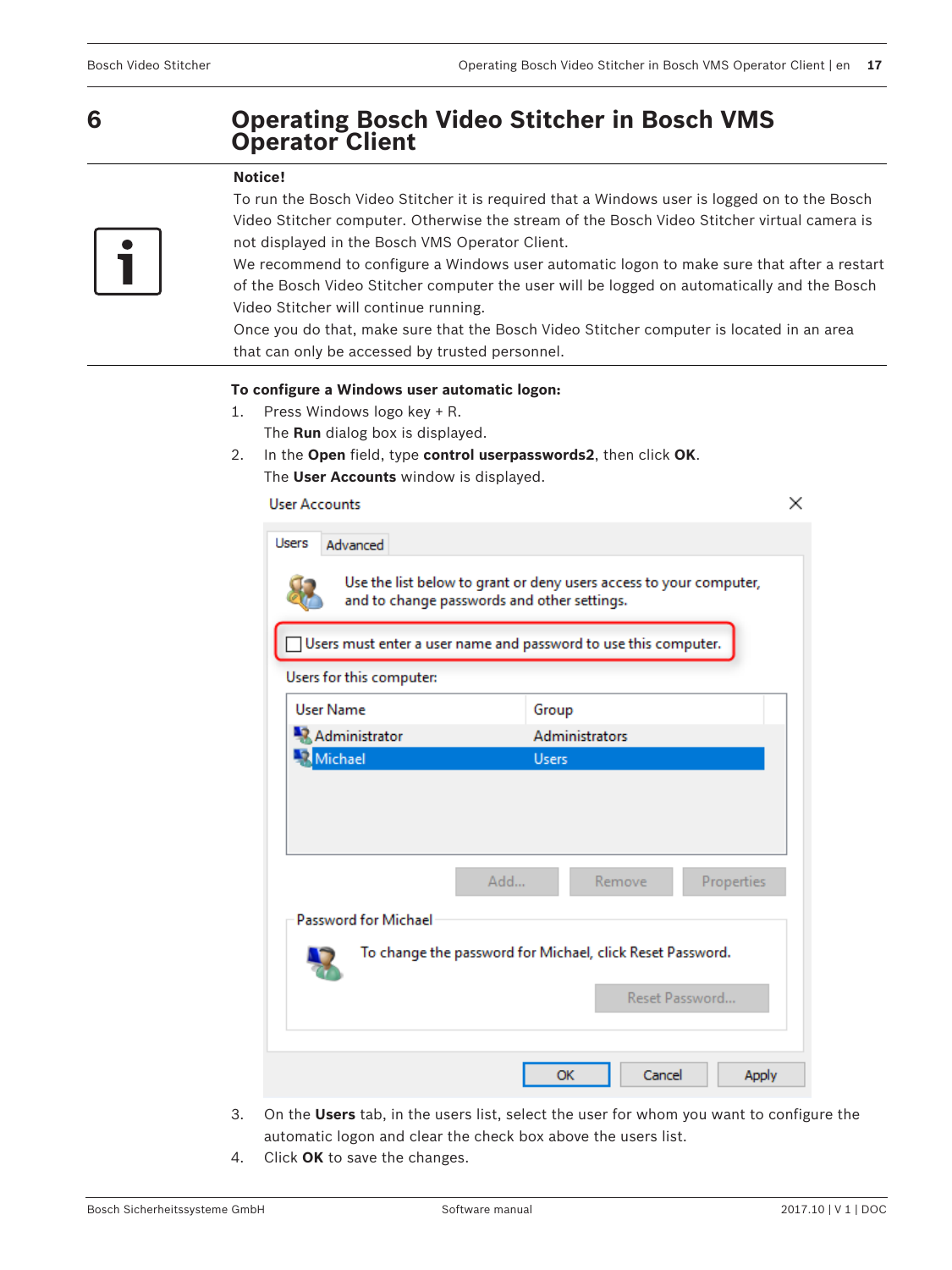# 6 Operating Bosch Video Stitcher in Bosch VMS Operator Client

**Notice!**

To run the Bosch Video Stitcher it is required that a Windows user is logged on to the Bosch Video Stitcher computer. Otherwise the stream of the Bosch Video Stitcher virtual camera is not displayed in the Bosch VMS Operator Client.

We recommend to configure a Windows user automatic logon to make sure that after a restart of the Bosch Video Stitcher computer the user will be logged on automatically and the Bosch Video Stitcher will continue running.

Once you do that, make sure that the Bosch Video Stitcher computer is located in an area that can only be accessed by trusted personnel.

**To configure a Windows user automatic logon:**

1. Press Windows logo key + R.
   The **Run** dialog box is displayed.
2. In the **Open** field, type **control userpasswords2**, then click **OK**.
   The **User Accounts** window is displayed.

User Accounts

Users | Advanced

Use the list below to grant or deny users access to your computer, and to change passwords and other settings.

☐ Users must enter a user name and password to use this computer.

Users for this computer:

| User Name | Group |
| --- | --- |
| Administrator | Administrators |
| Michael | Users |

Add... | Remove | Properties

Password for Michael

To change the password for Michael, click Reset Password.

Reset Password...

OK | Cancel | Apply

3. On the **Users** tab, in the users list, select the user for whom you want to configure the automatic logon and clear the check box above the users list.
4. Click **OK** to save the changes.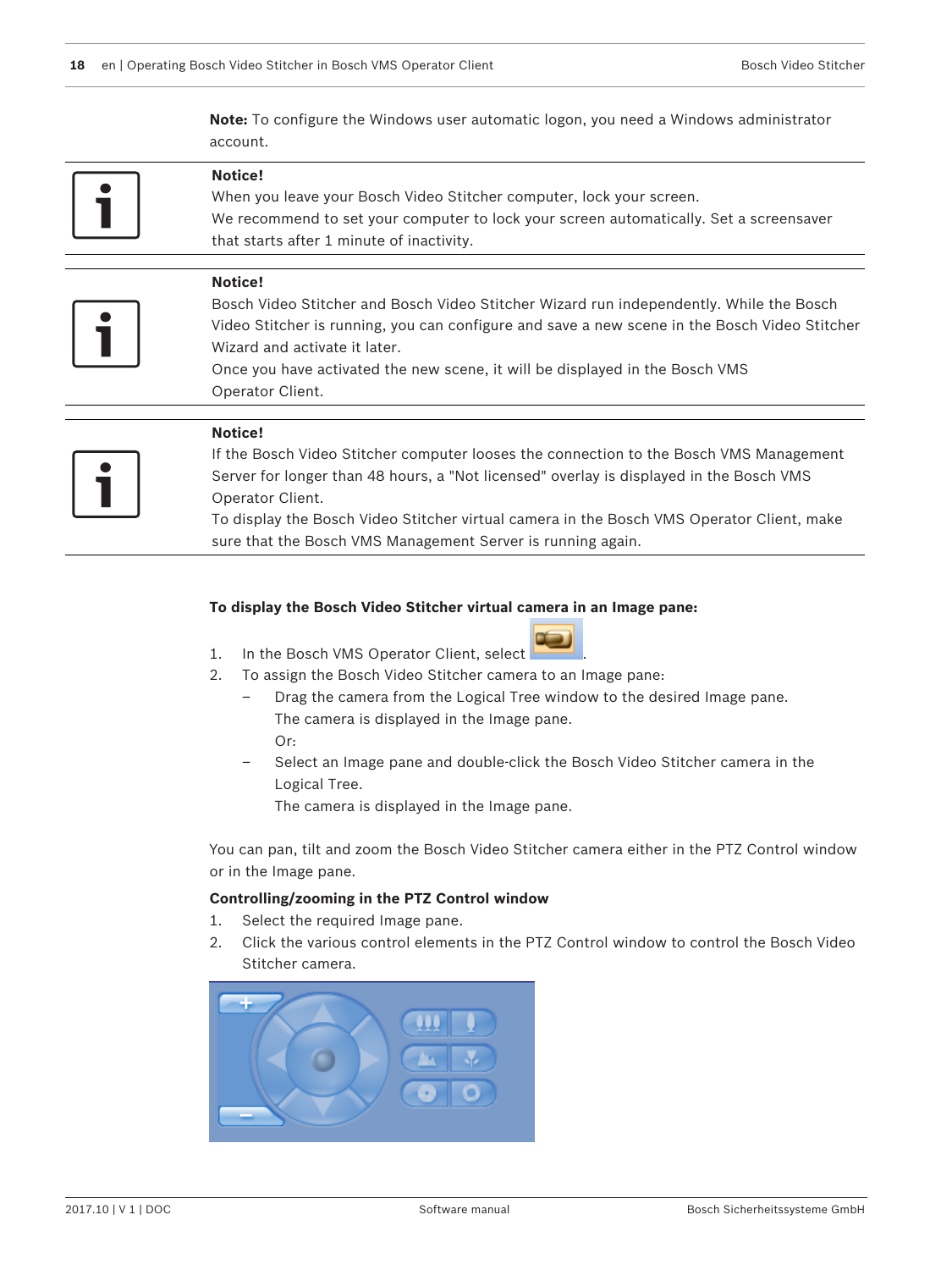**Note:** To configure the Windows user automatic logon, you need a Windows administrator account.

**Notice!**
When you leave your Bosch Video Stitcher computer, lock your screen.
We recommend to set your computer to lock your screen automatically. Set a screensaver that starts after 1 minute of inactivity.

**Notice!**
Bosch Video Stitcher and Bosch Video Stitcher Wizard run independently. While the Bosch Video Stitcher is running, you can configure and save a new scene in the Bosch Video Stitcher Wizard and activate it later.
Once you have activated the new scene, it will be displayed in the Bosch VMS Operator Client.

**Notice!**
If the Bosch Video Stitcher computer looses the connection to the Bosch VMS Management Server for longer than 48 hours, a "Not licensed" overlay is displayed in the Bosch VMS Operator Client.
To display the Bosch Video Stitcher virtual camera in the Bosch VMS Operator Client, make sure that the Bosch VMS Management Server is running again.

**To display the Bosch Video Stitcher virtual camera in an Image pane:**

1. In the Bosch VMS Operator Client, select .
2. To assign the Bosch Video Stitcher camera to an Image pane:
   – Drag the camera from the Logical Tree window to the desired Image pane.
     The camera is displayed in the Image pane.
     Or:
   – Select an Image pane and double-click the Bosch Video Stitcher camera in the Logical Tree.
     The camera is displayed in the Image pane.

You can pan, tilt and zoom the Bosch Video Stitcher camera either in the PTZ Control window or in the Image pane.

**Controlling/zooming in the PTZ Control window**

1. Select the required Image pane.
2. Click the various control elements in the PTZ Control window to control the Bosch Video Stitcher camera.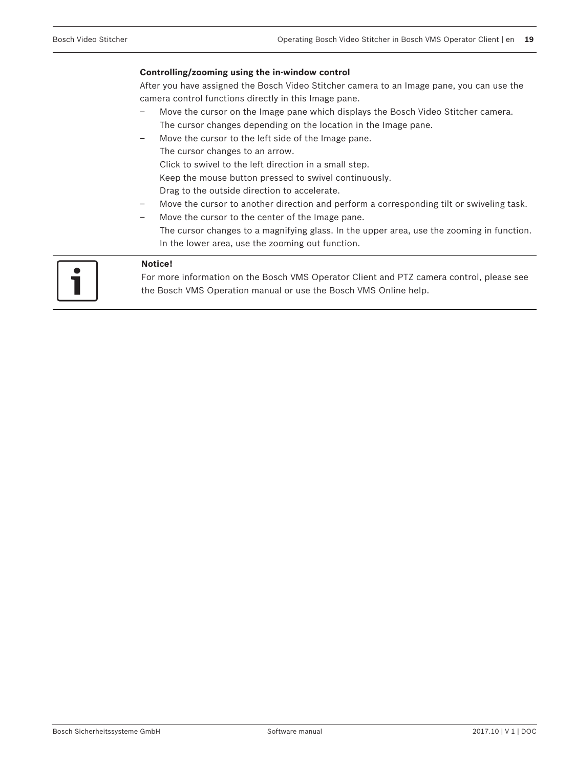**Controlling/zooming using the in-window control**

After you have assigned the Bosch Video Stitcher camera to an Image pane, you can use the camera control functions directly in this Image pane.

– Move the cursor on the Image pane which displays the Bosch Video Stitcher camera.
  The cursor changes depending on the location in the Image pane.
– Move the cursor to the left side of the Image pane.
  The cursor changes to an arrow.
  Click to swivel to the left direction in a small step.
  Keep the mouse button pressed to swivel continuously.
  Drag to the outside direction to accelerate.
– Move the cursor to another direction and perform a corresponding tilt or swiveling task.
– Move the cursor to the center of the Image pane.
  The cursor changes to a magnifying glass. In the upper area, use the zooming in function.
  In the lower area, use the zooming out function.

**Notice!**
For more information on the Bosch VMS Operator Client and PTZ camera control, please see the Bosch VMS Operation manual or use the Bosch VMS Online help.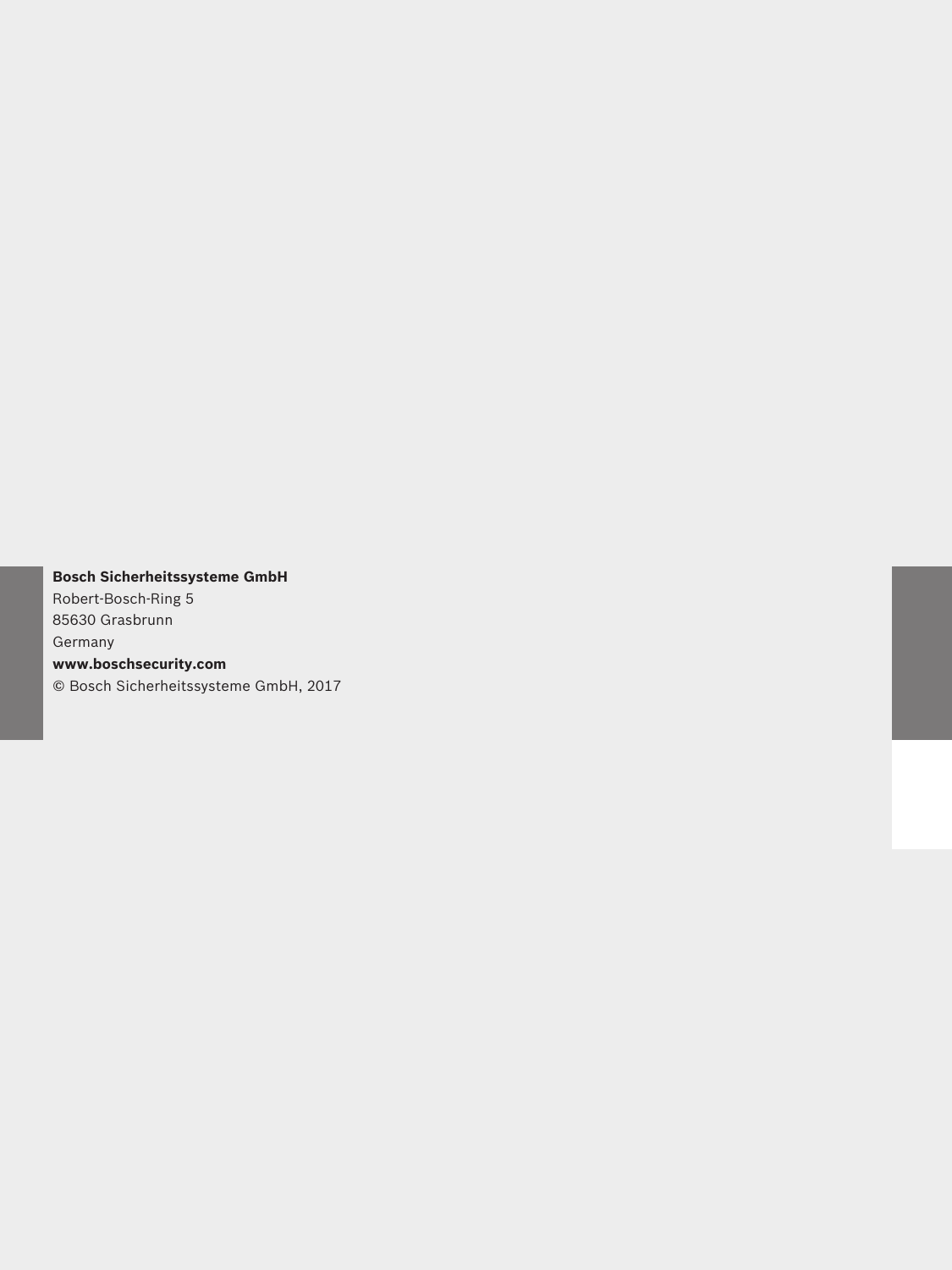**Bosch Sicherheitssysteme GmbH**
Robert-Bosch-Ring 5
85630 Grasbrunn
Germany
**www.boschsecurity.com**
© Bosch Sicherheitssysteme GmbH, 2017